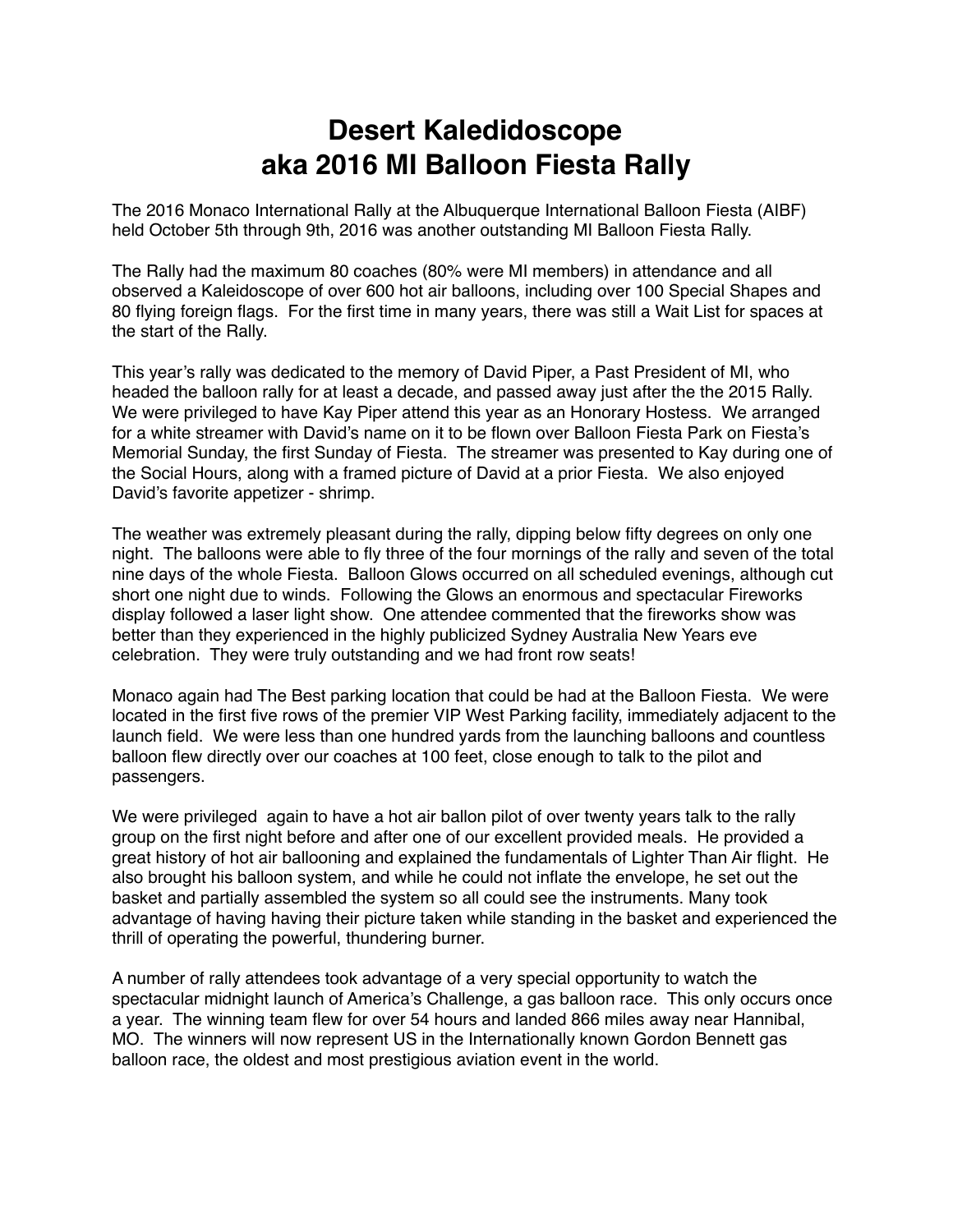# Desert Kaledidoscope
# aka 2016 MI Balloon Fiesta Rally

The 2016 Monaco International Rally at the Albuquerque International Balloon Fiesta (AIBF) held October 5th through 9th, 2016 was another outstanding MI Balloon Fiesta Rally.

The Rally had the maximum 80 coaches (80% were MI members) in attendance and all observed a Kaleidoscope of over 600 hot air balloons, including over 100 Special Shapes and 80 flying foreign flags. For the first time in many years, there was still a Wait List for spaces at the start of the Rally.

This year's rally was dedicated to the memory of David Piper, a Past President of MI, who headed the balloon rally for at least a decade, and passed away just after the the 2015 Rally. We were privileged to have Kay Piper attend this year as an Honorary Hostess. We arranged for a white streamer with David's name on it to be flown over Balloon Fiesta Park on Fiesta's Memorial Sunday, the first Sunday of Fiesta. The streamer was presented to Kay during one of the Social Hours, along with a framed picture of David at a prior Fiesta. We also enjoyed David's favorite appetizer - shrimp.

The weather was extremely pleasant during the rally, dipping below fifty degrees on only one night. The balloons were able to fly three of the four mornings of the rally and seven of the total nine days of the whole Fiesta. Balloon Glows occurred on all scheduled evenings, although cut short one night due to winds. Following the Glows an enormous and spectacular Fireworks display followed a laser light show. One attendee commented that the fireworks show was better than they experienced in the highly publicized Sydney Australia New Years eve celebration. They were truly outstanding and we had front row seats!

Monaco again had The Best parking location that could be had at the Balloon Fiesta. We were located in the first five rows of the premier VIP West Parking facility, immediately adjacent to the launch field. We were less than one hundred yards from the launching balloons and countless balloon flew directly over our coaches at 100 feet, close enough to talk to the pilot and passengers.

We were privileged again to have a hot air ballon pilot of over twenty years talk to the rally group on the first night before and after one of our excellent provided meals. He provided a great history of hot air ballooning and explained the fundamentals of Lighter Than Air flight. He also brought his balloon system, and while he could not inflate the envelope, he set out the basket and partially assembled the system so all could see the instruments. Many took advantage of having having their picture taken while standing in the basket and experienced the thrill of operating the powerful, thundering burner.

A number of rally attendees took advantage of a very special opportunity to watch the spectacular midnight launch of America's Challenge, a gas balloon race. This only occurs once a year. The winning team flew for over 54 hours and landed 866 miles away near Hannibal, MO. The winners will now represent US in the Internationally known Gordon Bennett gas balloon race, the oldest and most prestigious aviation event in the world.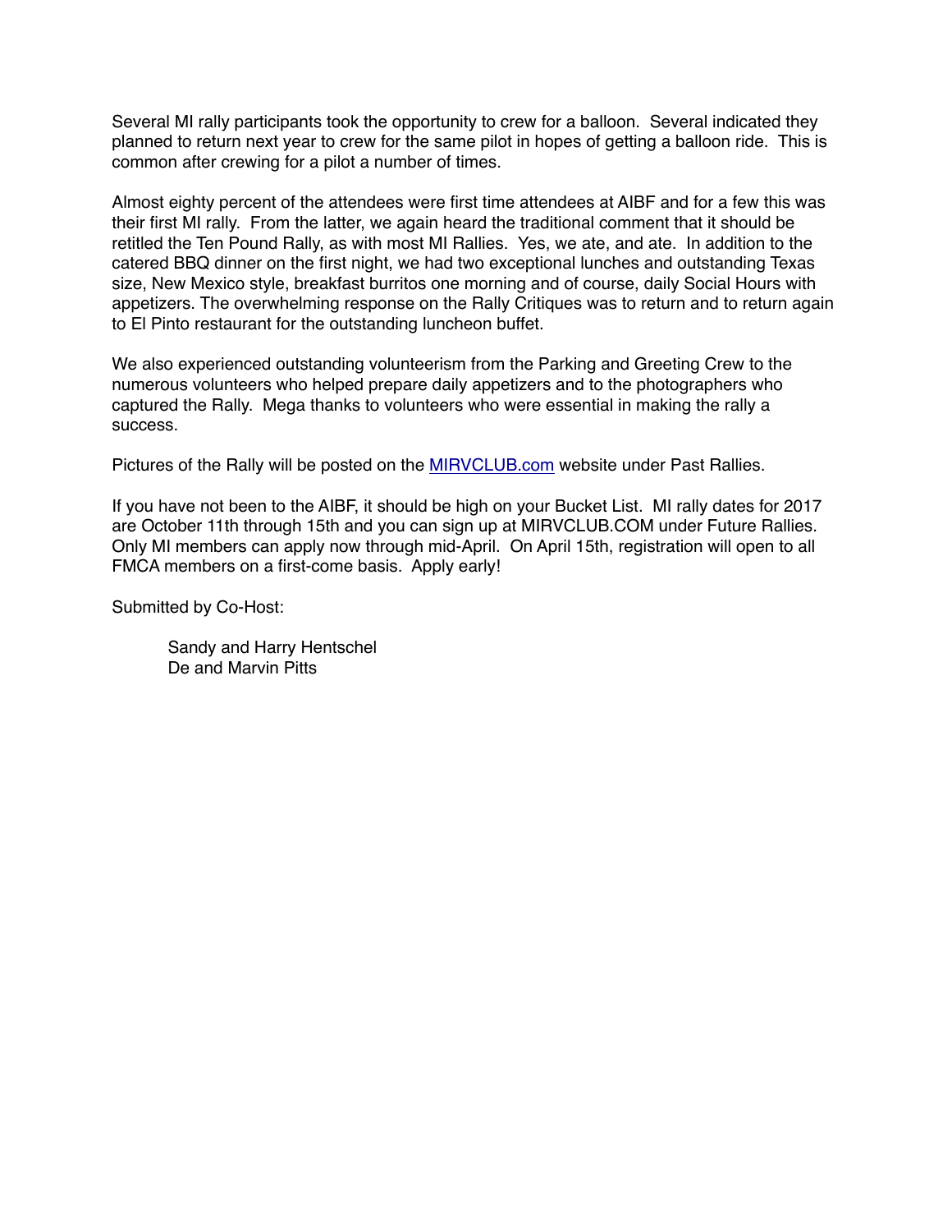Several MI rally participants took the opportunity to crew for a balloon. Several indicated they planned to return next year to crew for the same pilot in hopes of getting a balloon ride. This is common after crewing for a pilot a number of times.

Almost eighty percent of the attendees were first time attendees at AIBF and for a few this was their first MI rally. From the latter, we again heard the traditional comment that it should be retitled the Ten Pound Rally, as with most MI Rallies. Yes, we ate, and ate. In addition to the catered BBQ dinner on the first night, we had two exceptional lunches and outstanding Texas size, New Mexico style, breakfast burritos one morning and of course, daily Social Hours with appetizers. The overwhelming response on the Rally Critiques was to return and to return again to El Pinto restaurant for the outstanding luncheon buffet.

We also experienced outstanding volunteerism from the Parking and Greeting Crew to the numerous volunteers who helped prepare daily appetizers and to the photographers who captured the Rally. Mega thanks to volunteers who were essential in making the rally a success.

Pictures of the Rally will be posted on the [MIRVCLUB.com](http://MIRVCLUB.com) website under Past Rallies.

If you have not been to the AIBF, it should be high on your Bucket List. MI rally dates for 2017 are October 11th through 15th and you can sign up at MIRVCLUB.COM under Future Rallies. Only MI members can apply now through mid-April. On April 15th, registration will open to all FMCA members on a first-come basis. Apply early!

Submitted by Co-Host:

Sandy and Harry Hentschel
De and Marvin Pitts